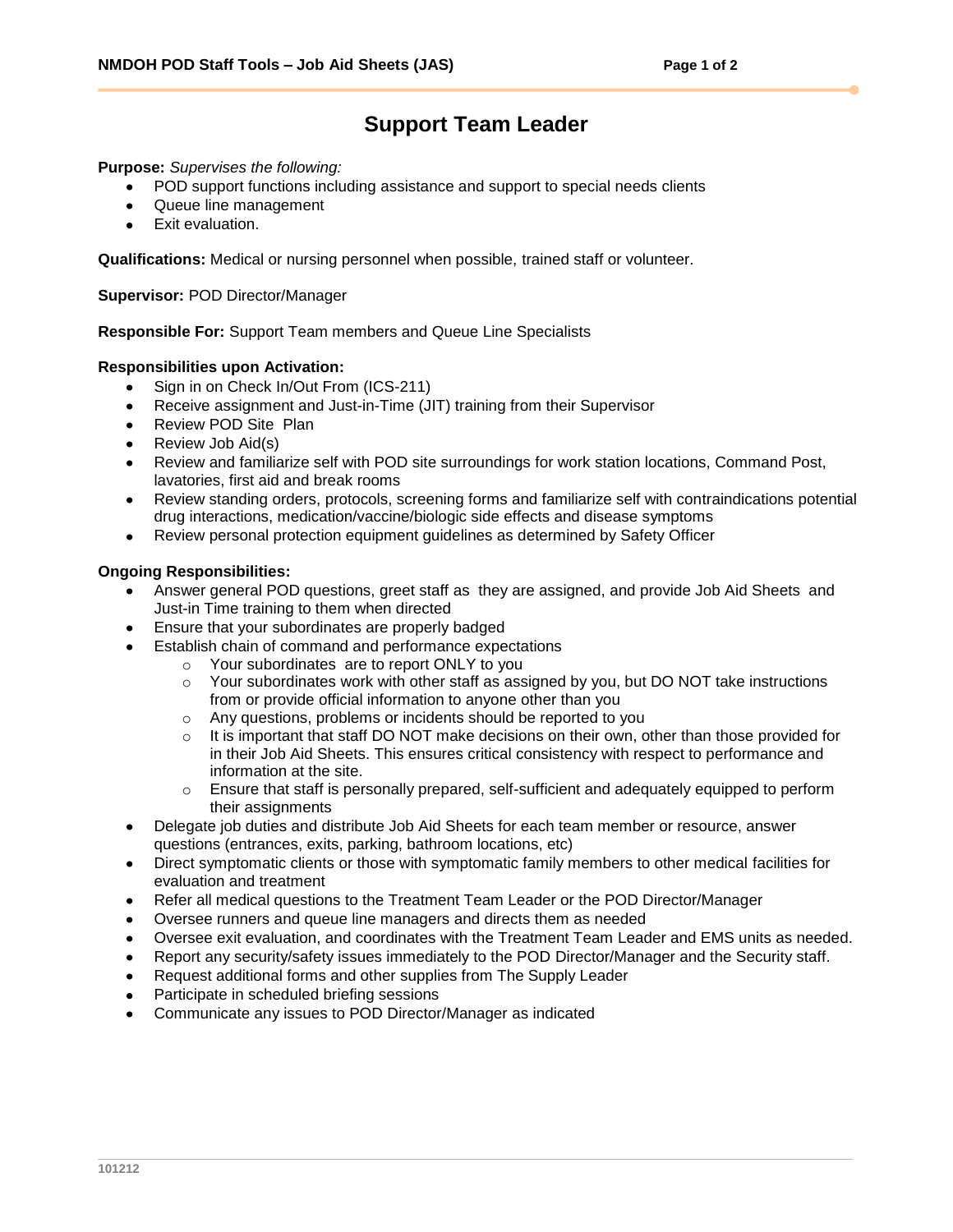# Support Team Leader

**Purpose:** *Supervises the following:*

- POD support functions including assistance and support to special needs clients
- Queue line management
- Exit evaluation.

**Qualifications:** Medical or nursing personnel when possible, trained staff or volunteer.

**Supervisor:** POD Director/Manager

**Responsible For:** Support Team members and Queue Line Specialists

**Responsibilities upon Activation:**

- Sign in on Check In/Out From (ICS-211)
- Receive assignment and Just-in-Time (JIT) training from their Supervisor
- Review POD Site Plan
- Review Job Aid(s)
- Review and familiarize self with POD site surroundings for work station locations, Command Post, lavatories, first aid and break rooms
- Review standing orders, protocols, screening forms and familiarize self with contraindications potential drug interactions, medication/vaccine/biologic side effects and disease symptoms
- Review personal protection equipment guidelines as determined by Safety Officer

**Ongoing Responsibilities:**

- Answer general POD questions, greet staff as they are assigned, and provide Job Aid Sheets and Just-in Time training to them when directed
- Ensure that your subordinates are properly badged
- Establish chain of command and performance expectations
  - Your subordinates are to report ONLY to you
  - Your subordinates work with other staff as assigned by you, but DO NOT take instructions from or provide official information to anyone other than you
  - Any questions, problems or incidents should be reported to you
  - It is important that staff DO NOT make decisions on their own, other than those provided for in their Job Aid Sheets. This ensures critical consistency with respect to performance and information at the site.
  - Ensure that staff is personally prepared, self-sufficient and adequately equipped to perform their assignments
- Delegate job duties and distribute Job Aid Sheets for each team member or resource, answer questions (entrances, exits, parking, bathroom locations, etc)
- Direct symptomatic clients or those with symptomatic family members to other medical facilities for evaluation and treatment
- Refer all medical questions to the Treatment Team Leader or the POD Director/Manager
- Oversee runners and queue line managers and directs them as needed
- Oversee exit evaluation, and coordinates with the Treatment Team Leader and EMS units as needed.
- Report any security/safety issues immediately to the POD Director/Manager and the Security staff.
- Request additional forms and other supplies from The Supply Leader
- Participate in scheduled briefing sessions
- Communicate any issues to POD Director/Manager as indicated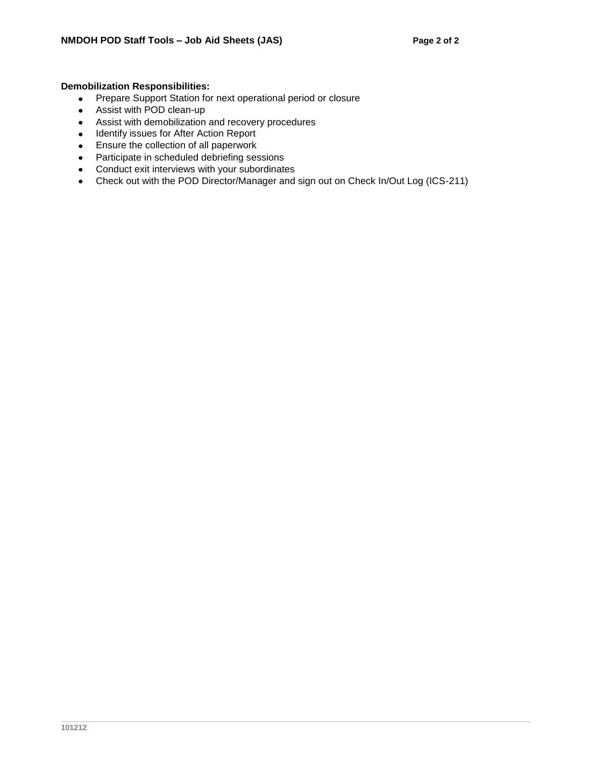**Demobilization Responsibilities:**

- Prepare Support Station for next operational period or closure
- Assist with POD clean-up
- Assist with demobilization and recovery procedures
- Identify issues for After Action Report
- Ensure the collection of all paperwork
- Participate in scheduled debriefing sessions
- Conduct exit interviews with your subordinates
- Check out with the POD Director/Manager and sign out on Check In/Out Log (ICS-211)